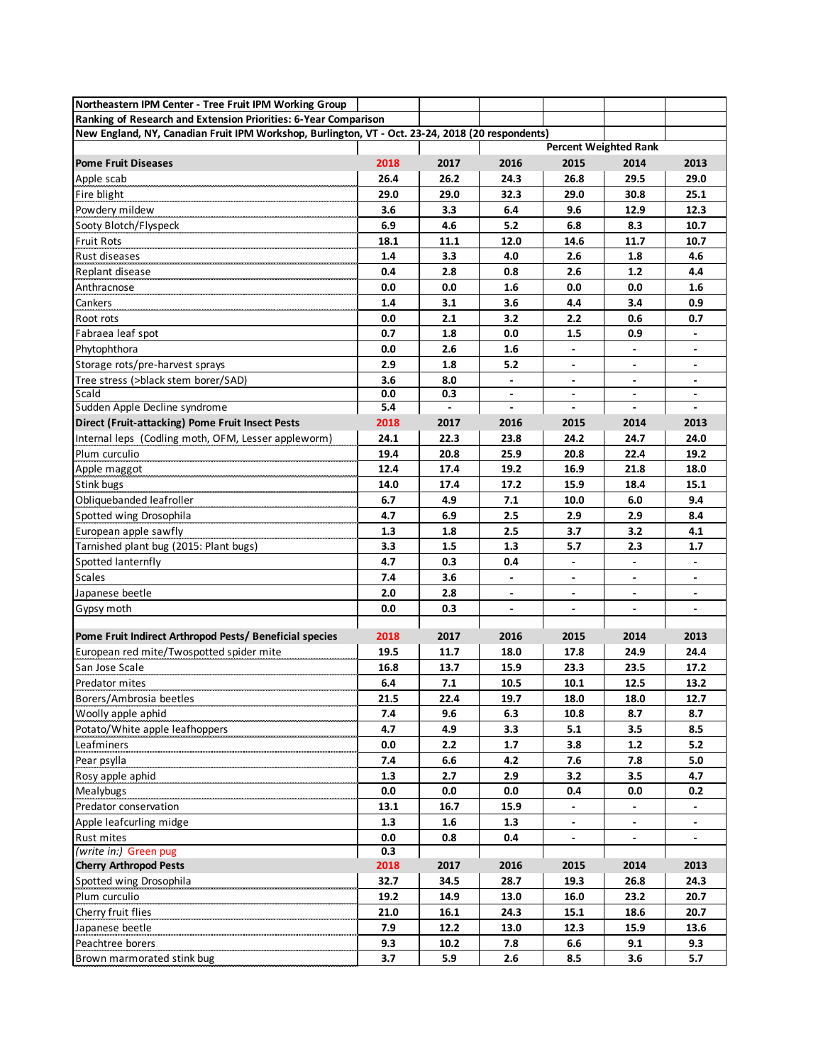| Northeastern IPM Center - Tree Fruit IPM Working Group | | | | | | |
|---|---|---|---|---|---|---|
| Ranking of Research and Extension Priorities: 6-Year Comparison | | | | | | |
| New England, NY, Canadian Fruit IPM Workshop, Burlington, VT - Oct. 23-24, 2018 (20 respondents) | | | | | | |
| | | | Percent Weighted Rank | | | |
| **Pome Fruit Diseases** | **2018** | 2017 | 2016 | 2015 | 2014 | 2013 |
| Apple scab | 26.4 | 26.2 | 24.3 | 26.8 | 29.5 | 29.0 |
| Fire blight | 29.0 | 29.0 | 32.3 | 29.0 | 30.8 | 25.1 |
| Powdery mildew | 3.6 | 3.3 | 6.4 | 9.6 | 12.9 | 12.3 |
| Sooty Blotch/Flyspeck | 6.9 | 4.6 | 5.2 | 6.8 | 8.3 | 10.7 |
| Fruit Rots | 18.1 | 11.1 | 12.0 | 14.6 | 11.7 | 10.7 |
| Rust diseases | 1.4 | 3.3 | 4.0 | 2.6 | 1.8 | 4.6 |
| Replant disease | 0.4 | 2.8 | 0.8 | 2.6 | 1.2 | 4.4 |
| Anthracnose | 0.0 | 0.0 | 1.6 | 0.0 | 0.0 | 1.6 |
| Cankers | 1.4 | 3.1 | 3.6 | 4.4 | 3.4 | 0.9 |
| Root rots | 0.0 | 2.1 | 3.2 | 2.2 | 0.6 | 0.7 |
| Fabraea leaf spot | 0.7 | 1.8 | 0.0 | 1.5 | 0.9 | - |
| Phytophthora | 0.0 | 2.6 | 1.6 | - | - | - |
| Storage rots/pre-harvest sprays | 2.9 | 1.8 | 5.2 | - | - | - |
| Tree stress (>black stem borer/SAD) | 3.6 | 8.0 | - | - | - | - |
| Scald | 0.0 | 0.3 | - | - | - | - |
| Sudden Apple Decline syndrome | 5.4 | - | - | - | - | - |
| **Direct (Fruit-attacking) Pome Fruit Insect Pests** | **2018** | 2017 | 2016 | 2015 | 2014 | 2013 |
| Internal leps (Codling moth, OFM, Lesser appleworm) | 24.1 | 22.3 | 23.8 | 24.2 | 24.7 | 24.0 |
| Plum curculio | 19.4 | 20.8 | 25.9 | 20.8 | 22.4 | 19.2 |
| Apple maggot | 12.4 | 17.4 | 19.2 | 16.9 | 21.8 | 18.0 |
| Stink bugs | 14.0 | 17.4 | 17.2 | 15.9 | 18.4 | 15.1 |
| Obliquebanded leafroller | 6.7 | 4.9 | 7.1 | 10.0 | 6.0 | 9.4 |
| Spotted wing Drosophila | 4.7 | 6.9 | 2.5 | 2.9 | 2.9 | 8.4 |
| European apple sawfly | 1.3 | 1.8 | 2.5 | 3.7 | 3.2 | 4.1 |
| Tarnished plant bug (2015: Plant bugs) | 3.3 | 1.5 | 1.3 | 5.7 | 2.3 | 1.7 |
| Spotted lanternfly | 4.7 | 0.3 | 0.4 | - | - | - |
| Scales | 7.4 | 3.6 | - | - | - | - |
| Japanese beetle | 2.0 | 2.8 | - | - | - | - |
| Gypsy moth | 0.0 | 0.3 | - | - | - | - |
| | | | | | | |
| **Pome Fruit Indirect Arthropod Pests/ Beneficial species** | **2018** | 2017 | 2016 | 2015 | 2014 | 2013 |
| European red mite/Twospotted spider mite | 19.5 | 11.7 | 18.0 | 17.8 | 24.9 | 24.4 |
| San Jose Scale | 16.8 | 13.7 | 15.9 | 23.3 | 23.5 | 17.2 |
| Predator mites | 6.4 | 7.1 | 10.5 | 10.1 | 12.5 | 13.2 |
| Borers/Ambrosia beetles | 21.5 | 22.4 | 19.7 | 18.0 | 18.0 | 12.7 |
| Woolly apple aphid | 7.4 | 9.6 | 6.3 | 10.8 | 8.7 | 8.7 |
| Potato/White apple leafhoppers | 4.7 | 4.9 | 3.3 | 5.1 | 3.5 | 8.5 |
| Leafminers | 0.0 | 2.2 | 1.7 | 3.8 | 1.2 | 5.2 |
| Pear psylla | 7.4 | 6.6 | 4.2 | 7.6 | 7.8 | 5.0 |
| Rosy apple aphid | 1.3 | 2.7 | 2.9 | 3.2 | 3.5 | 4.7 |
| Mealybugs | 0.0 | 0.0 | 0.0 | 0.4 | 0.0 | 0.2 |
| Predator conservation | 13.1 | 16.7 | 15.9 | - | - | - |
| Apple leafcurling midge | 1.3 | 1.6 | 1.3 | - | - | - |
| Rust mites | 0.0 | 0.8 | 0.4 | - | - | - |
| *(write in:)* Green pug | 0.3 | | | | | |
| **Cherry Arthropod Pests** | **2018** | 2017 | 2016 | 2015 | 2014 | 2013 |
| Spotted wing Drosophila | 32.7 | 34.5 | 28.7 | 19.3 | 26.8 | 24.3 |
| Plum curculio | 19.2 | 14.9 | 13.0 | 16.0 | 23.2 | 20.7 |
| Cherry fruit flies | 21.0 | 16.1 | 24.3 | 15.1 | 18.6 | 20.7 |
| Japanese beetle | 7.9 | 12.2 | 13.0 | 12.3 | 15.9 | 13.6 |
| Peachtree borers | 9.3 | 10.2 | 7.8 | 6.6 | 9.1 | 9.3 |
| Brown marmorated stink bug | 3.7 | 5.9 | 2.6 | 8.5 | 3.6 | 5.7 |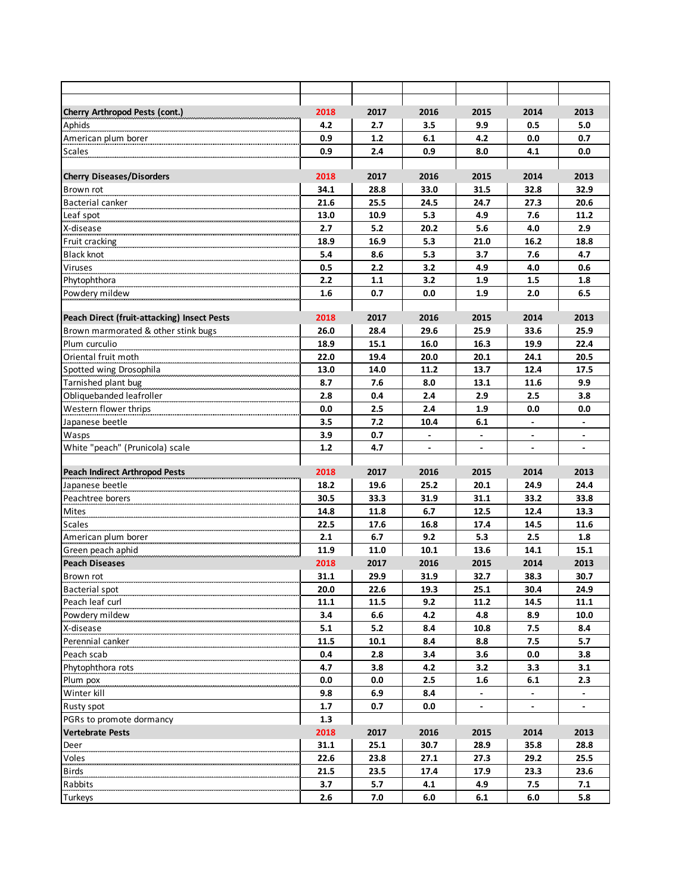| | | | | | | |
|---|---|---|---|---|---|---|
| **Cherry Arthropod Pests (cont.)** | **2018** | 2017 | 2016 | 2015 | 2014 | 2013 |
| Aphids | **4.2** | **2.7** | **3.5** | **9.9** | **0.5** | **5.0** |
| American plum borer | **0.9** | **1.2** | **6.1** | **4.2** | **0.0** | **0.7** |
| Scales | **0.9** | **2.4** | **0.9** | **8.0** | **4.1** | **0.0** |
| | | | | | | |
| **Cherry Diseases/Disorders** | **2018** | 2017 | 2016 | 2015 | 2014 | 2013 |
| Brown rot | **34.1** | **28.8** | **33.0** | **31.5** | **32.8** | **32.9** |
| Bacterial canker | **21.6** | **25.5** | **24.5** | **24.7** | **27.3** | **20.6** |
| Leaf spot | **13.0** | **10.9** | **5.3** | **4.9** | **7.6** | **11.2** |
| X-disease | **2.7** | **5.2** | **20.2** | **5.6** | **4.0** | **2.9** |
| Fruit cracking | **18.9** | **16.9** | **5.3** | **21.0** | **16.2** | **18.8** |
| Black knot | **5.4** | **8.6** | **5.3** | **3.7** | **7.6** | **4.7** |
| Viruses | **0.5** | **2.2** | **3.2** | **4.9** | **4.0** | **0.6** |
| Phytophthora | **2.2** | **1.1** | **3.2** | **1.9** | **1.5** | **1.8** |
| Powdery mildew | **1.6** | **0.7** | **0.0** | **1.9** | **2.0** | **6.5** |
| | | | | | | |
| **Peach Direct (fruit-attacking) Insect Pests** | **2018** | 2017 | 2016 | 2015 | 2014 | 2013 |
| Brown marmorated & other stink bugs | **26.0** | **28.4** | **29.6** | **25.9** | **33.6** | **25.9** |
| Plum curculio | **18.9** | **15.1** | **16.0** | **16.3** | **19.9** | **22.4** |
| Oriental fruit moth | **22.0** | **19.4** | **20.0** | **20.1** | **24.1** | **20.5** |
| Spotted wing Drosophila | **13.0** | **14.0** | **11.2** | **13.7** | **12.4** | **17.5** |
| Tarnished plant bug | **8.7** | **7.6** | **8.0** | **13.1** | **11.6** | **9.9** |
| Obliquebanded leafroller | **2.8** | **0.4** | **2.4** | **2.9** | **2.5** | **3.8** |
| Western flower thrips | **0.0** | **2.5** | **2.4** | **1.9** | **0.0** | **0.0** |
| Japanese beetle | **3.5** | **7.2** | **10.4** | **6.1** | **-** | **-** |
| Wasps | **3.9** | **0.7** | **-** | **-** | **-** | **-** |
| White "peach" (Prunicola) scale | **1.2** | **4.7** | **-** | **-** | **-** | **-** |
| | | | | | | |
| **Peach Indirect Arthropod Pests** | **2018** | 2017 | 2016 | 2015 | 2014 | 2013 |
| Japanese beetle | **18.2** | **19.6** | **25.2** | **20.1** | **24.9** | **24.4** |
| Peachtree borers | **30.5** | **33.3** | **31.9** | **31.1** | **33.2** | **33.8** |
| Mites | **14.8** | **11.8** | **6.7** | **12.5** | **12.4** | **13.3** |
| Scales | **22.5** | **17.6** | **16.8** | **17.4** | **14.5** | **11.6** |
| American plum borer | **2.1** | **6.7** | **9.2** | **5.3** | **2.5** | **1.8** |
| Green peach aphid | **11.9** | **11.0** | **10.1** | **13.6** | **14.1** | **15.1** |
| **Peach Diseases** | **2018** | 2017 | 2016 | 2015 | 2014 | 2013 |
| Brown rot | **31.1** | **29.9** | **31.9** | **32.7** | **38.3** | **30.7** |
| Bacterial spot | **20.0** | **22.6** | **19.3** | **25.1** | **30.4** | **24.9** |
| Peach leaf curl | **11.1** | **11.5** | **9.2** | **11.2** | **14.5** | **11.1** |
| Powdery mildew | **3.4** | **6.6** | **4.2** | **4.8** | **8.9** | **10.0** |
| X-disease | **5.1** | **5.2** | **8.4** | **10.8** | **7.5** | **8.4** |
| Perennial canker | **11.5** | **10.1** | **8.4** | **8.8** | **7.5** | **5.7** |
| Peach scab | **0.4** | **2.8** | **3.4** | **3.6** | **0.0** | **3.8** |
| Phytophthora rots | **4.7** | **3.8** | **4.2** | **3.2** | **3.3** | **3.1** |
| Plum pox | **0.0** | **0.0** | **2.5** | **1.6** | **6.1** | **2.3** |
| Winter kill | **9.8** | **6.9** | **8.4** | **-** | **-** | **-** |
| Rusty spot | **1.7** | **0.7** | **0.0** | **-** | **-** | **-** |
| PGRs to promote dormancy | **1.3** | | | | | |
| **Vertebrate Pests** | **2018** | 2017 | 2016 | 2015 | 2014 | 2013 |
| Deer | **31.1** | **25.1** | **30.7** | **28.9** | **35.8** | **28.8** |
| Voles | **22.6** | **23.8** | **27.1** | **27.3** | **29.2** | **25.5** |
| Birds | **21.5** | **23.5** | **17.4** | **17.9** | **23.3** | **23.6** |
| Rabbits | **3.7** | **5.7** | **4.1** | **4.9** | **7.5** | **7.1** |
| Turkeys | **2.6** | **7.0** | **6.0** | **6.1** | **6.0** | **5.8** |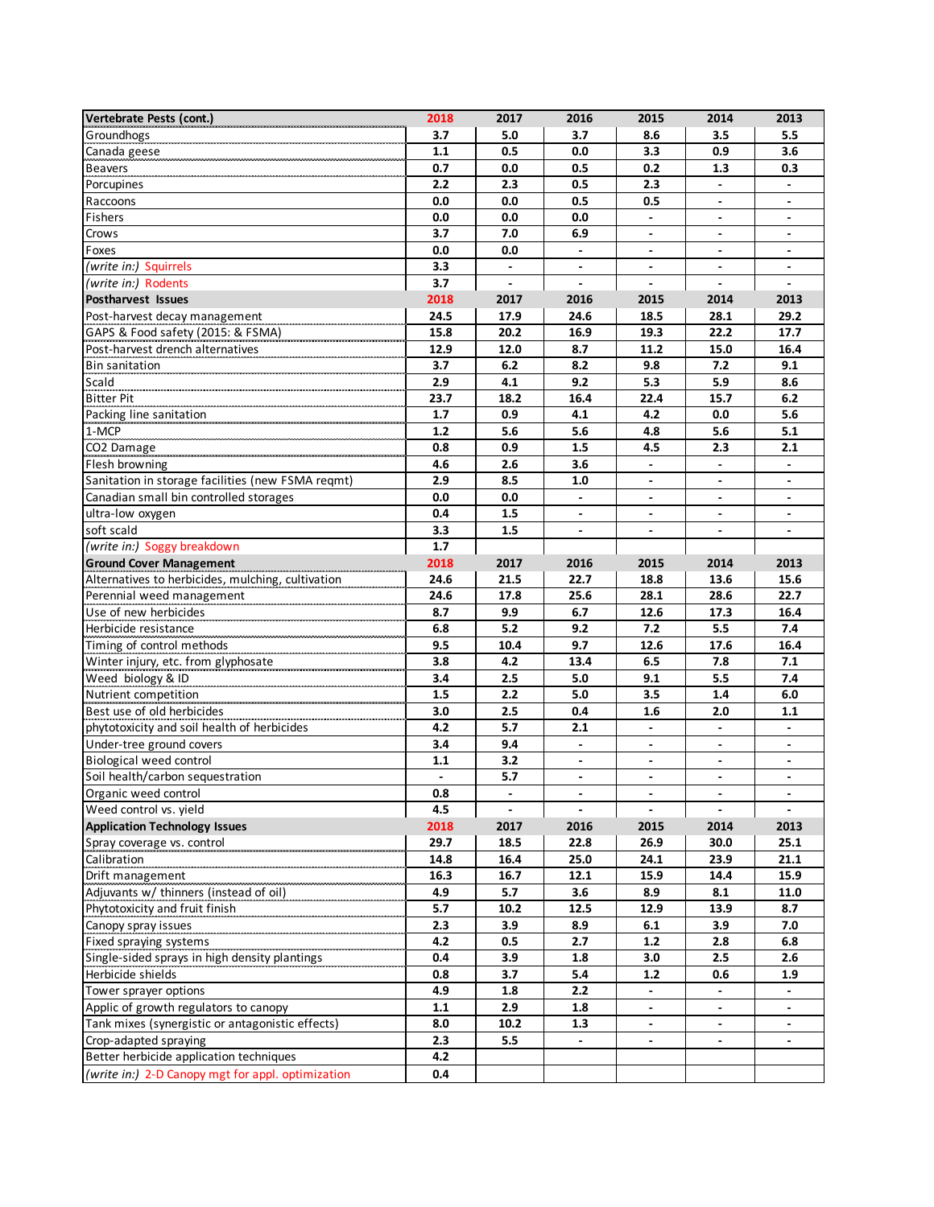| Vertebrate Pests (cont.) | 2018 | 2017 | 2016 | 2015 | 2014 | 2013 |
|---|---|---|---|---|---|---|
| Groundhogs | 3.7 | 5.0 | 3.7 | 8.6 | 3.5 | 5.5 |
| Canada geese | 1.1 | 0.5 | 0.0 | 3.3 | 0.9 | 3.6 |
| Beavers | 0.7 | 0.0 | 0.5 | 0.2 | 1.3 | 0.3 |
| Porcupines | 2.2 | 2.3 | 0.5 | 2.3 | - | - |
| Raccoons | 0.0 | 0.0 | 0.5 | 0.5 | - | - |
| Fishers | 0.0 | 0.0 | 0.0 | - | - | - |
| Crows | 3.7 | 7.0 | 6.9 | - | - | - |
| Foxes | 0.0 | 0.0 | - | - | - | - |
| *(write in:)* Squirrels | 3.3 | - | - | - | - | - |
| *(write in:)* Rodents | 3.7 | - | - | - | - | - |
| **Postharvest Issues** | **2018** | **2017** | **2016** | **2015** | **2014** | **2013** |
| Post-harvest decay management | 24.5 | 17.9 | 24.6 | 18.5 | 28.1 | 29.2 |
| GAPS & Food safety (2015: & FSMA) | 15.8 | 20.2 | 16.9 | 19.3 | 22.2 | 17.7 |
| Post-harvest drench alternatives | 12.9 | 12.0 | 8.7 | 11.2 | 15.0 | 16.4 |
| Bin sanitation | 3.7 | 6.2 | 8.2 | 9.8 | 7.2 | 9.1 |
| Scald | 2.9 | 4.1 | 9.2 | 5.3 | 5.9 | 8.6 |
| Bitter Pit | 23.7 | 18.2 | 16.4 | 22.4 | 15.7 | 6.2 |
| Packing line sanitation | 1.7 | 0.9 | 4.1 | 4.2 | 0.0 | 5.6 |
| 1-MCP | 1.2 | 5.6 | 5.6 | 4.8 | 5.6 | 5.1 |
| $CO_2$ Damage | 0.8 | 0.9 | 1.5 | 4.5 | 2.3 | 2.1 |
| Flesh browning | 4.6 | 2.6 | 3.6 | - | - | - |
| Sanitation in storage facilities (new FSMA reqmt) | 2.9 | 8.5 | 1.0 | - | - | - |
| Canadian small bin controlled storages | 0.0 | 0.0 | - | - | - | - |
| ultra-low oxygen | 0.4 | 1.5 | - | - | - | - |
| soft scald | 3.3 | 1.5 | - | - | - | - |
| *(write in:)* Soggy breakdown | 1.7 | | | | | |
| **Ground Cover Management** | **2018** | **2017** | **2016** | **2015** | **2014** | **2013** |
| Alternatives to herbicides, mulching, cultivation | 24.6 | 21.5 | 22.7 | 18.8 | 13.6 | 15.6 |
| Perennial weed management | 24.6 | 17.8 | 25.6 | 28.1 | 28.6 | 22.7 |
| Use of new herbicides | 8.7 | 9.9 | 6.7 | 12.6 | 17.3 | 16.4 |
| Herbicide resistance | 6.8 | 5.2 | 9.2 | 7.2 | 5.5 | 7.4 |
| Timing of control methods | 9.5 | 10.4 | 9.7 | 12.6 | 17.6 | 16.4 |
| Winter injury, etc. from glyphosate | 3.8 | 4.2 | 13.4 | 6.5 | 7.8 | 7.1 |
| Weed biology & ID | 3.4 | 2.5 | 5.0 | 9.1 | 5.5 | 7.4 |
| Nutrient competition | 1.5 | 2.2 | 5.0 | 3.5 | 1.4 | 6.0 |
| Best use of old herbicides | 3.0 | 2.5 | 0.4 | 1.6 | 2.0 | 1.1 |
| phytotoxicity and soil health of herbicides | 4.2 | 5.7 | 2.1 | - | - | - |
| Under-tree ground covers | 3.4 | 9.4 | - | - | - | - |
| Biological weed control | 1.1 | 3.2 | - | - | - | - |
| Soil health/carbon sequestration | - | 5.7 | - | - | - | - |
| Organic weed control | 0.8 | - | - | - | - | - |
| Weed control vs. yield | 4.5 | - | - | - | - | - |
| **Application Technology Issues** | **2018** | **2017** | **2016** | **2015** | **2014** | **2013** |
| Spray coverage vs. control | 29.7 | 18.5 | 22.8 | 26.9 | 30.0 | 25.1 |
| Calibration | 14.8 | 16.4 | 25.0 | 24.1 | 23.9 | 21.1 |
| Drift management | 16.3 | 16.7 | 12.1 | 15.9 | 14.4 | 15.9 |
| Adjuvants w/ thinners (instead of oil) | 4.9 | 5.7 | 3.6 | 8.9 | 8.1 | 11.0 |
| Phytotoxicity and fruit finish | 5.7 | 10.2 | 12.5 | 12.9 | 13.9 | 8.7 |
| Canopy spray issues | 2.3 | 3.9 | 8.9 | 6.1 | 3.9 | 7.0 |
| Fixed spraying systems | 4.2 | 0.5 | 2.7 | 1.2 | 2.8 | 6.8 |
| Single-sided sprays in high density plantings | 0.4 | 3.9 | 1.8 | 3.0 | 2.5 | 2.6 |
| Herbicide shields | 0.8 | 3.7 | 5.4 | 1.2 | 0.6 | 1.9 |
| Tower sprayer options | 4.9 | 1.8 | 2.2 | - | - | - |
| Applic of growth regulators to canopy | 1.1 | 2.9 | 1.8 | - | - | - |
| Tank mixes (synergistic or antagonistic effects) | 8.0 | 10.2 | 1.3 | - | - | - |
| Crop-adapted spraying | 2.3 | 5.5 | - | - | - | - |
| Better herbicide application techniques | 4.2 | | | | | |
| *(write in:)* 2-D Canopy mgt for appl. optimization | 0.4 | | | | | |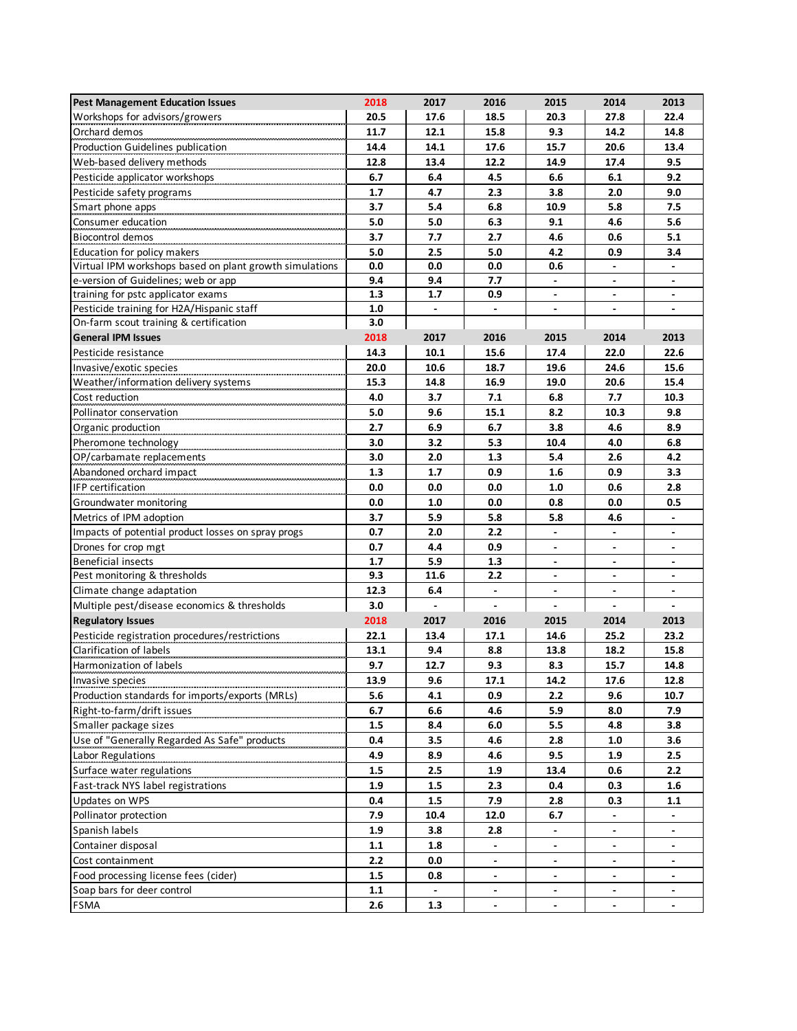| Pest Management Education Issues | 2018 | 2017 | 2016 | 2015 | 2014 | 2013 |
|---|---|---|---|---|---|---|
| Workshops for advisors/growers | 20.5 | 17.6 | 18.5 | 20.3 | 27.8 | 22.4 |
| Orchard demos | 11.7 | 12.1 | 15.8 | 9.3 | 14.2 | 14.8 |
| Production Guidelines publication | 14.4 | 14.1 | 17.6 | 15.7 | 20.6 | 13.4 |
| Web-based delivery methods | 12.8 | 13.4 | 12.2 | 14.9 | 17.4 | 9.5 |
| Pesticide applicator workshops | 6.7 | 6.4 | 4.5 | 6.6 | 6.1 | 9.2 |
| Pesticide safety programs | 1.7 | 4.7 | 2.3 | 3.8 | 2.0 | 9.0 |
| Smart phone apps | 3.7 | 5.4 | 6.8 | 10.9 | 5.8 | 7.5 |
| Consumer education | 5.0 | 5.0 | 6.3 | 9.1 | 4.6 | 5.6 |
| Biocontrol demos | 3.7 | 7.7 | 2.7 | 4.6 | 0.6 | 5.1 |
| Education for policy makers | 5.0 | 2.5 | 5.0 | 4.2 | 0.9 | 3.4 |
| Virtual IPM workshops based on plant growth simulations | 0.0 | 0.0 | 0.0 | 0.6 | - | - |
| e-version of Guidelines; web or app | 9.4 | 9.4 | 7.7 | - | - | - |
| training for pstc applicator exams | 1.3 | 1.7 | 0.9 | - | - | - |
| Pesticide training for H2A/Hispanic staff | 1.0 | - | - | - | - | - |
| On-farm scout training & certification | 3.0 | | | | | |
| **General IPM Issues** | **2018** | **2017** | **2016** | **2015** | **2014** | **2013** |
| Pesticide resistance | 14.3 | 10.1 | 15.6 | 17.4 | 22.0 | 22.6 |
| Invasive/exotic species | 20.0 | 10.6 | 18.7 | 19.6 | 24.6 | 15.6 |
| Weather/information delivery systems | 15.3 | 14.8 | 16.9 | 19.0 | 20.6 | 15.4 |
| Cost reduction | 4.0 | 3.7 | 7.1 | 6.8 | 7.7 | 10.3 |
| Pollinator conservation | 5.0 | 9.6 | 15.1 | 8.2 | 10.3 | 9.8 |
| Organic production | 2.7 | 6.9 | 6.7 | 3.8 | 4.6 | 8.9 |
| Pheromone technology | 3.0 | 3.2 | 5.3 | 10.4 | 4.0 | 6.8 |
| OP/carbamate replacements | 3.0 | 2.0 | 1.3 | 5.4 | 2.6 | 4.2 |
| Abandoned orchard impact | 1.3 | 1.7 | 0.9 | 1.6 | 0.9 | 3.3 |
| IFP certification | 0.0 | 0.0 | 0.0 | 1.0 | 0.6 | 2.8 |
| Groundwater monitoring | 0.0 | 1.0 | 0.0 | 0.8 | 0.0 | 0.5 |
| Metrics of IPM adoption | 3.7 | 5.9 | 5.8 | 5.8 | 4.6 | - |
| Impacts of potential product losses on spray progs | 0.7 | 2.0 | 2.2 | - | - | - |
| Drones for crop mgt | 0.7 | 4.4 | 0.9 | - | - | - |
| Beneficial insects | 1.7 | 5.9 | 1.3 | - | - | - |
| Pest monitoring & thresholds | 9.3 | 11.6 | 2.2 | - | - | - |
| Climate change adaptation | 12.3 | 6.4 | - | - | - | - |
| Multiple pest/disease economics & thresholds | 3.0 | - | - | - | - | - |
| **Regulatory Issues** | **2018** | **2017** | **2016** | **2015** | **2014** | **2013** |
| Pesticide registration procedures/restrictions | 22.1 | 13.4 | 17.1 | 14.6 | 25.2 | 23.2 |
| Clarification of labels | 13.1 | 9.4 | 8.8 | 13.8 | 18.2 | 15.8 |
| Harmonization of labels | 9.7 | 12.7 | 9.3 | 8.3 | 15.7 | 14.8 |
| Invasive species | 13.9 | 9.6 | 17.1 | 14.2 | 17.6 | 12.8 |
| Production standards for imports/exports (MRLs) | 5.6 | 4.1 | 0.9 | 2.2 | 9.6 | 10.7 |
| Right-to-farm/drift issues | 6.7 | 6.6 | 4.6 | 5.9 | 8.0 | 7.9 |
| Smaller package sizes | 1.5 | 8.4 | 6.0 | 5.5 | 4.8 | 3.8 |
| Use of "Generally Regarded As Safe" products | 0.4 | 3.5 | 4.6 | 2.8 | 1.0 | 3.6 |
| Labor Regulations | 4.9 | 8.9 | 4.6 | 9.5 | 1.9 | 2.5 |
| Surface water regulations | 1.5 | 2.5 | 1.9 | 13.4 | 0.6 | 2.2 |
| Fast-track NYS label registrations | 1.9 | 1.5 | 2.3 | 0.4 | 0.3 | 1.6 |
| Updates on WPS | 0.4 | 1.5 | 7.9 | 2.8 | 0.3 | 1.1 |
| Pollinator protection | 7.9 | 10.4 | 12.0 | 6.7 | - | - |
| Spanish labels | 1.9 | 3.8 | 2.8 | - | - | - |
| Container disposal | 1.1 | 1.8 | - | - | - | - |
| Cost containment | 2.2 | 0.0 | - | - | - | - |
| Food processing license fees (cider) | 1.5 | 0.8 | - | - | - | - |
| Soap bars for deer control | 1.1 | - | - | - | - | - |
| FSMA | 2.6 | 1.3 | - | - | - | - |